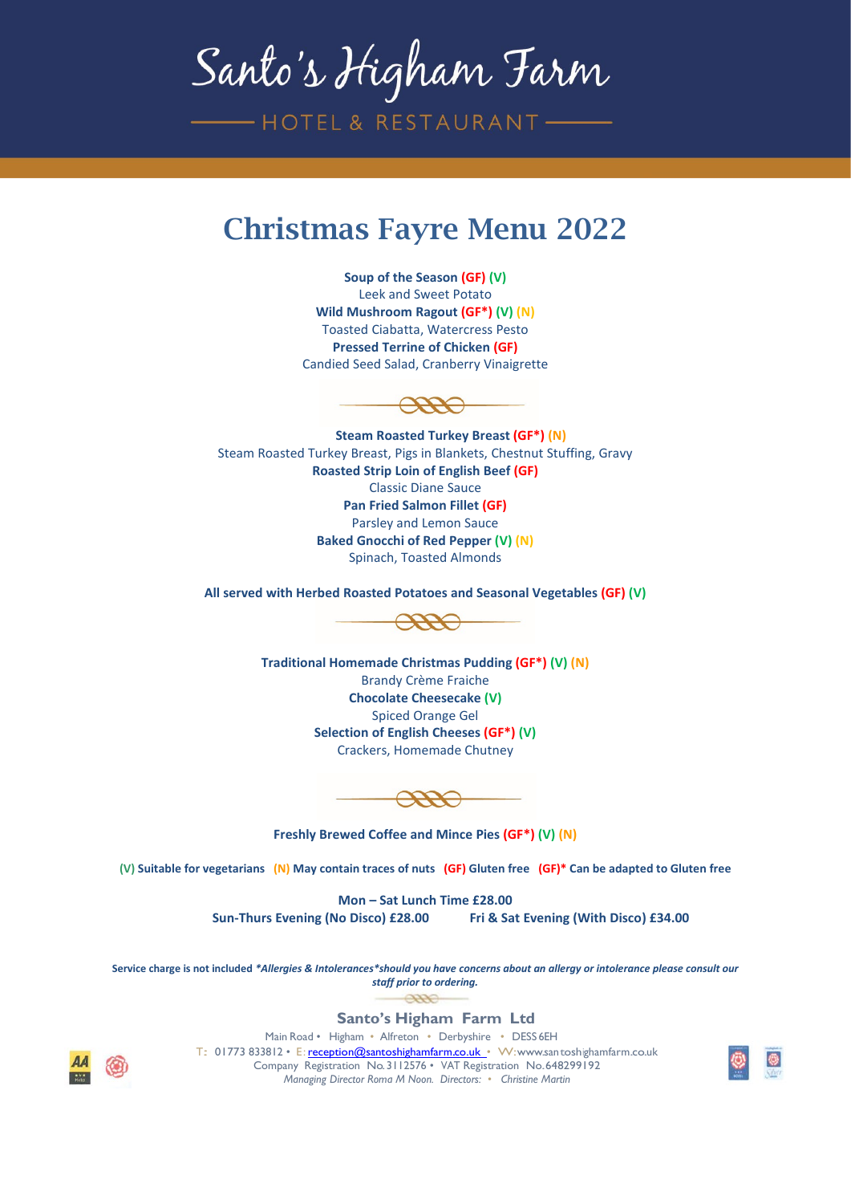# Santo's Higham Farm

HOTEL & RESTAURANT

## Christmas Fayre Menu 2022

**Soup of the Season (GF) (V)**
Leek and Sweet Potato
**Wild Mushroom Ragout (GF*) (V) (N)**
Toasted Ciabatta, Watercress Pesto
**Pressed Terrine of Chicken (GF)**
Candied Seed Salad, Cranberry Vinaigrette

**Steam Roasted Turkey Breast (GF*) (N)**
Steam Roasted Turkey Breast, Pigs in Blankets, Chestnut Stuffing, Gravy
**Roasted Strip Loin of English Beef (GF)**
Classic Diane Sauce
**Pan Fried Salmon Fillet (GF)**
Parsley and Lemon Sauce
**Baked Gnocchi of Red Pepper (V) (N)**
Spinach, Toasted Almonds

**All served with Herbed Roasted Potatoes and Seasonal Vegetables (GF) (V)**

**Traditional Homemade Christmas Pudding (GF*) (V) (N)**
Brandy Crème Fraiche
**Chocolate Cheesecake (V)**
Spiced Orange Gel
**Selection of English Cheeses (GF*) (V)**
Crackers, Homemade Chutney

**Freshly Brewed Coffee and Mince Pies (GF*) (V) (N)**

**(V) Suitable for vegetarians (N) May contain traces of nuts (GF) Gluten free (GF)* Can be adapted to Gluten free**

**Mon – Sat Lunch Time £28.00**
**Sun-Thurs Evening (No Disco) £28.00 Fri & Sat Evening (With Disco) £34.00**

**Service charge is not included *Allergies & Intolerances*should you have concerns about an allergy or intolerance please consult our staff prior to ordering.***

**Santo's Higham Farm Ltd**
Main Road • Higham • Alfreton • Derbyshire • DE55 6EH
T: 01773 833812 • E: reception@santoshighamfarm.co.uk • W: www.santoshighamfarm.co.uk
Company Registration No. 3112576 • VAT Registration No. 648299192
*Managing Director Roma M Noon. Directors: • Christine Martin*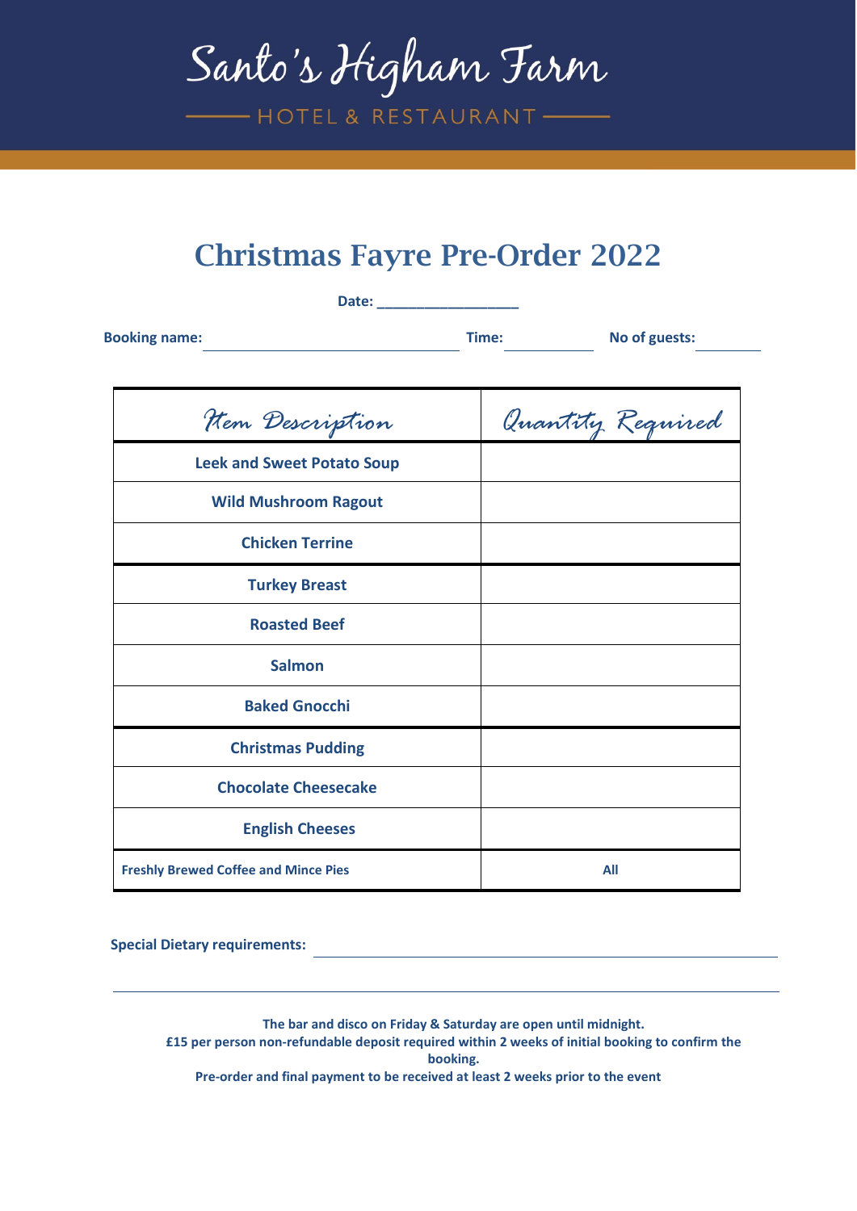# Santo's Higham Farm

HOTEL & RESTAURANT

## Christmas Fayre Pre-Order 2022

**Date:** ___________________

**Booking name:** ____________________ **Time:** __________ **No of guests:** __________

| Item Description | Quantity Required |
|---|---|
| Leek and Sweet Potato Soup | |
| Wild Mushroom Ragout | |
| Chicken Terrine | |
| Turkey Breast | |
| Roasted Beef | |
| Salmon | |
| Baked Gnocchi | |
| Christmas Pudding | |
| Chocolate Cheesecake | |
| English Cheeses | |
| Freshly Brewed Coffee and Mince Pies | All |

**Special Dietary requirements:** ____________________

**The bar and disco on Friday & Saturday are open until midnight.**
**£15 per person non-refundable deposit required within 2 weeks of initial booking to confirm the booking.**
**Pre-order and final payment to be received at least 2 weeks prior to the event**